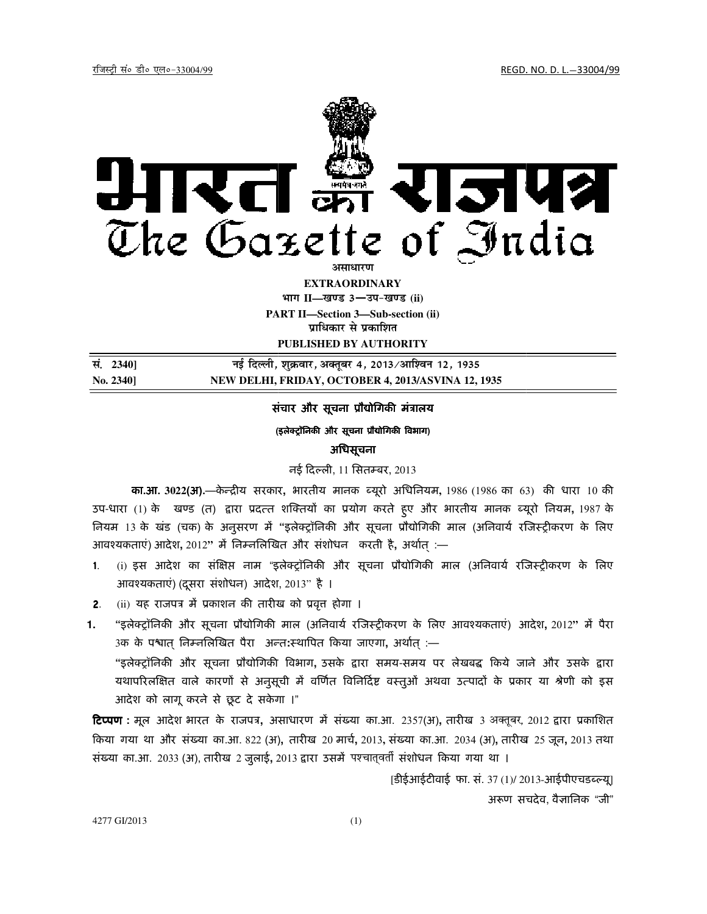रजिस्ट्री सं० डी० एल०-33004/99 REGD. NO. D. L.-33004/99

# भारत का राजपत्र
# The Gazette of India

असाधारण

**EXTRAORDINARY**

भाग II—खण्ड 3—उप-खण्ड (ii)

**PART II—Section 3—Sub-section (ii)**

प्राधिकार से प्रकाशित

**PUBLISHED BY AUTHORITY**

| सं. 2340] | नई दिल्ली, शुक्रवार, अक्तूबर 4, 2013/आश्विन 12, 1935 |
| --- | --- |
| **No. 2340]** | **NEW DELHI, FRIDAY, OCTOBER 4, 2013/ASVINA 12, 1935** |

## संचार और सूचना प्रौद्योगिकी मंत्रालय

**(इलेक्ट्रॉनिकी और सूचना प्रौद्योगिकी विभाग)**

**अधिसूचना**

नई दिल्ली, 11 सितम्बर, 2013

**का.आ. 3022(अ).**—केन्द्रीय सरकार, भारतीय मानक ब्यूरो अधिनियम, 1986 (1986 का 63) की धारा 10 की उप-धारा (1) के खण्ड (त) द्वारा प्रदत्त शक्तियों का प्रयोग करते हुए और भारतीय मानक ब्यूरो नियम, 1987 के नियम 13 के खंड (चक) के अनुसरण में "इलेक्ट्रॉनिकी और सूचना प्रौद्योगिकी माल (अनिवार्य रजिस्ट्रीकरण के लिए आवश्यकताएं) आदेश, 2012" में निम्नलिखित और संशोधन करती है, अर्थात् :—

**1**. (i) इस आदेश का संक्षिप्त नाम "इलेक्ट्रॉनिकी और सूचना प्रौद्योगिकी माल (अनिवार्य रजिस्ट्रीकरण के लिए आवश्यकताएं) (दूसरा संशोधन) आदेश, 2013" है ।

**2**. (ii) यह राजपत्र में प्रकाशन की तारीख को प्रवृत्त होगा ।

**1.** "इलेक्ट्रॉनिकी और सूचना प्रौद्योगिकी माल (अनिवार्य रजिस्ट्रीकरण के लिए आवश्यकताएं) आदेश, 2012" में पैरा 3क के पश्चात् निम्नलिखित पैरा अन्त:स्थापित किया जाएगा, अर्थात् :—

"इलेक्ट्रॉनिकी और सूचना प्रौद्योगिकी विभाग, उसके द्वारा समय-समय पर लेखबद्ध किये जाने और उसके द्वारा यथापरिलक्षित वाले कारणों से अनुसूची में वर्णित विनिर्दिष्ट वस्तुओं अथवा उत्पादों के प्रकार या श्रेणी को इस आदेश को लागू करने से छूट दे सकेगा ।"

**टिप्पण** : मूल आदेश भारत के राजपत्र, असाधारण में संख्या का.आ. 2357(अ), तारीख 3 अक्तूबर, 2012 द्वारा प्रकाशित किया गया था और संख्या का.आ. 822 (अ), तारीख 20 मार्च, 2013, संख्या का.आ. 2034 (अ), तारीख 25 जून, 2013 तथा संख्या का.आ. 2033 (अ), तारीख 2 जुलाई, 2013 द्वारा उसमें पश्चात्वर्ती संशोधन किया गया था ।

[डीईआईटीवाई फा. सं. 37 (1)/ 2013-आईपीएचडब्ल्यू]

अरूण सचदेव, वैज्ञानिक "जी"

4277 GI/2013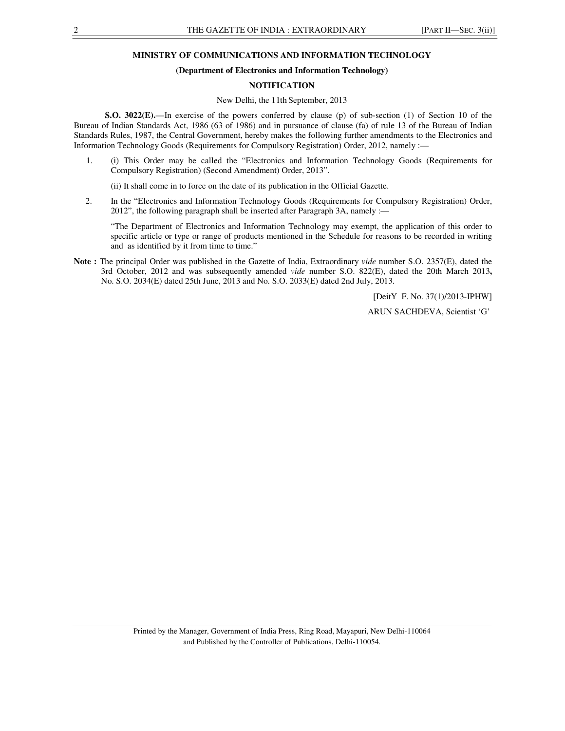## MINISTRY OF COMMUNICATIONS AND INFORMATION TECHNOLOGY

### (Department of Electronics and Information Technology)

### NOTIFICATION

New Delhi, the 11th September, 2013

**S.O. 3022(E).**—In exercise of the powers conferred by clause (p) of sub-section (1) of Section 10 of the Bureau of Indian Standards Act, 1986 (63 of 1986) and in pursuance of clause (fa) of rule 13 of the Bureau of Indian Standards Rules, 1987, the Central Government, hereby makes the following further amendments to the Electronics and Information Technology Goods (Requirements for Compulsory Registration) Order, 2012, namely :—

1. (i) This Order may be called the "Electronics and Information Technology Goods (Requirements for Compulsory Registration) (Second Amendment) Order, 2013".

   (ii) It shall come in to force on the date of its publication in the Official Gazette.

2. In the "Electronics and Information Technology Goods (Requirements for Compulsory Registration) Order, 2012", the following paragraph shall be inserted after Paragraph 3A, namely :—

   "The Department of Electronics and Information Technology may exempt, the application of this order to specific article or type or range of products mentioned in the Schedule for reasons to be recorded in writing and as identified by it from time to time."

**Note :** The principal Order was published in the Gazette of India, Extraordinary *vide* number S.O. 2357(E), dated the 3rd October, 2012 and was subsequently amended *vide* number S.O. 822(E), dated the 20th March 2013**,** No. S.O. 2034(E) dated 25th June, 2013 and No. S.O. 2033(E) dated 2nd July, 2013.

[DeitY F. No. 37(1)/2013-IPHW]

ARUN SACHDEVA, Scientist 'G'

Printed by the Manager, Government of India Press, Ring Road, Mayapuri, New Delhi-110064
and Published by the Controller of Publications, Delhi-110054.